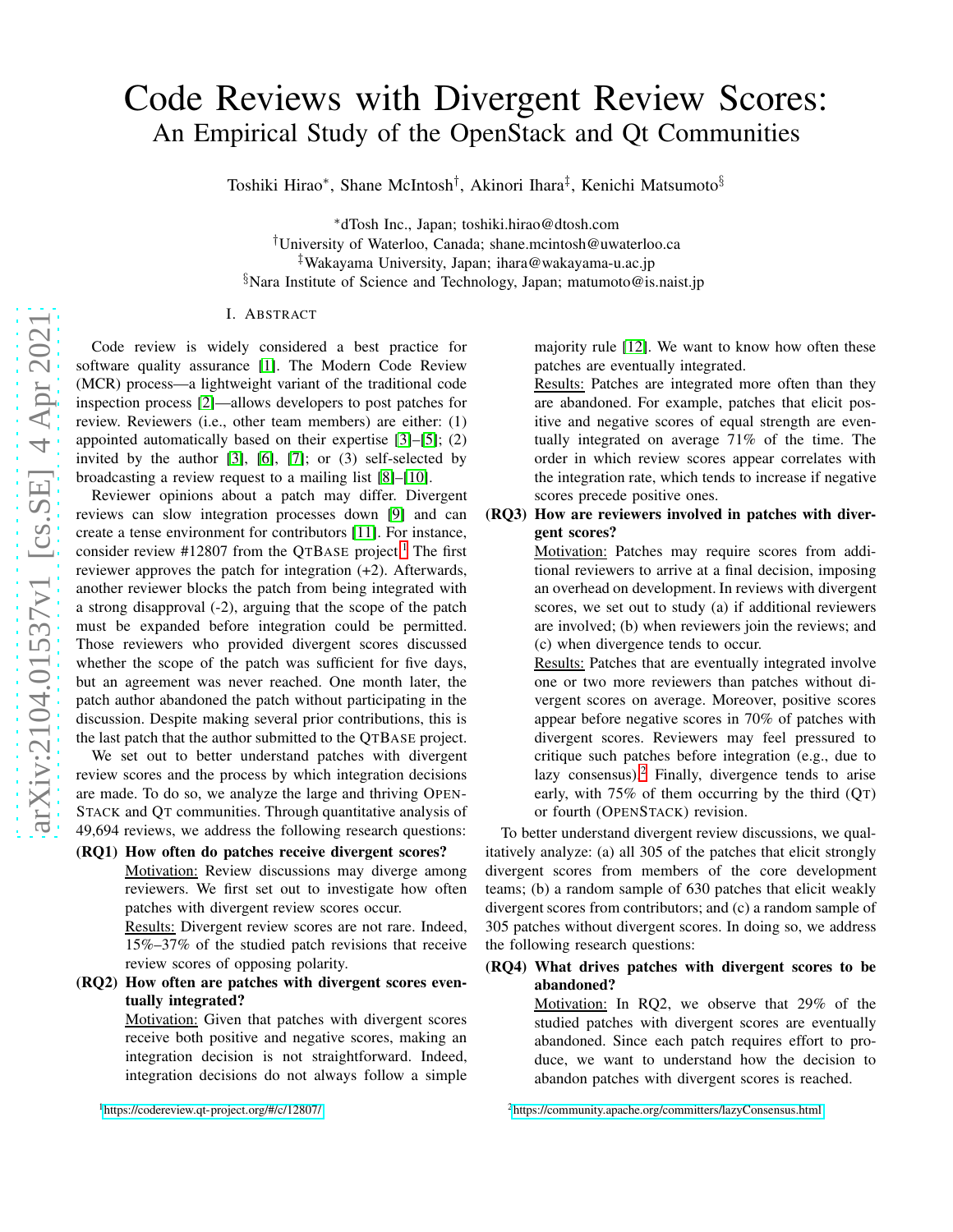# Code Reviews with Divergent Review Scores: An Empirical Study of the OpenStack and Qt Communities

Toshiki Hirao[*], Shane McIntosh[†], Akinori Ihara[‡], Kenichi Matsumoto[§]

[*]dTosh Inc., Japan; toshiki.hirao@dtosh.com
[†]University of Waterloo, Canada; shane.mcintosh@uwaterloo.ca
[‡]Wakayama University, Japan; ihara@wakayama-u.ac.jp
[§]Nara Institute of Science and Technology, Japan; matumoto@is.naist.jp

## I. Abstract

Code review is widely considered a best practice for software quality assurance [1]. The Modern Code Review (MCR) process—a lightweight variant of the traditional code inspection process [2]—allows developers to post patches for review. Reviewers (i.e., other team members) are either: (1) appointed automatically based on their expertise [3]–[5]; (2) invited by the author [3], [6], [7]; or (3) self-selected by broadcasting a review request to a mailing list [8]–[10].

Reviewer opinions about a patch may differ. Divergent reviews can slow integration processes down [9] and can create a tense environment for contributors [11]. For instance, consider review #12807 from the QtBase project.[1] The first reviewer approves the patch for integration (+2). Afterwards, another reviewer blocks the patch from being integrated with a strong disapproval (-2), arguing that the scope of the patch must be expanded before integration could be permitted. Those reviewers who provided divergent scores discussed whether the scope of the patch was sufficient for five days, but an agreement was never reached. One month later, the patch author abandoned the patch without participating in the discussion. Despite making several prior contributions, this is the last patch that the author submitted to the QtBase project.

We set out to better understand patches with divergent review scores and the process by which integration decisions are made. To do so, we analyze the large and thriving OpenStack and Qt communities. Through quantitative analysis of 49,694 reviews, we address the following research questions:

**(RQ1) How often do patches receive divergent scores?**
Motivation: Review discussions may diverge among reviewers. We first set out to investigate how often patches with divergent review scores occur.
Results: Divergent review scores are not rare. Indeed, 15%–37% of the studied patch revisions that receive review scores of opposing polarity.

**(RQ2) How often are patches with divergent scores eventually integrated?**
Motivation: Given that patches with divergent scores receive both positive and negative scores, making an integration decision is not straightforward. Indeed, integration decisions do not always follow a simple majority rule [12]. We want to know how often these patches are eventually integrated.
Results: Patches are integrated more often than they are abandoned. For example, patches that elicit positive and negative scores of equal strength are eventually integrated on average 71% of the time. The order in which review scores appear correlates with the integration rate, which tends to increase if negative scores precede positive ones.

**(RQ3) How are reviewers involved in patches with divergent scores?**
Motivation: Patches may require scores from additional reviewers to arrive at a final decision, imposing an overhead on development. In reviews with divergent scores, we set out to study (a) if additional reviewers are involved; (b) when reviewers join the reviews; and (c) when divergence tends to occur.
Results: Patches that are eventually integrated involve one or two more reviewers than patches without divergent scores on average. Moreover, positive scores appear before negative scores in 70% of patches with divergent scores. Reviewers may feel pressured to critique such patches before integration (e.g., due to lazy consensus).[2] Finally, divergence tends to arise early, with 75% of them occurring by the third (Qt) or fourth (OpenStack) revision.

To better understand divergent review discussions, we qualitatively analyze: (a) all 305 of the patches that elicit strongly divergent scores from members of the core development teams; (b) a random sample of 630 patches that elicit weakly divergent scores from contributors; and (c) a random sample of 305 patches without divergent scores. In doing so, we address the following research questions:

**(RQ4) What drives patches with divergent scores to be abandoned?**
Motivation: In RQ2, we observe that 29% of the studied patches with divergent scores are eventually abandoned. Since each patch requires effort to produce, we want to understand how the decision to abandon patches with divergent scores is reached.

[1] https://codereview.qt-project.org/#/c/12807/

[2] https://community.apache.org/committers/lazyConsensus.html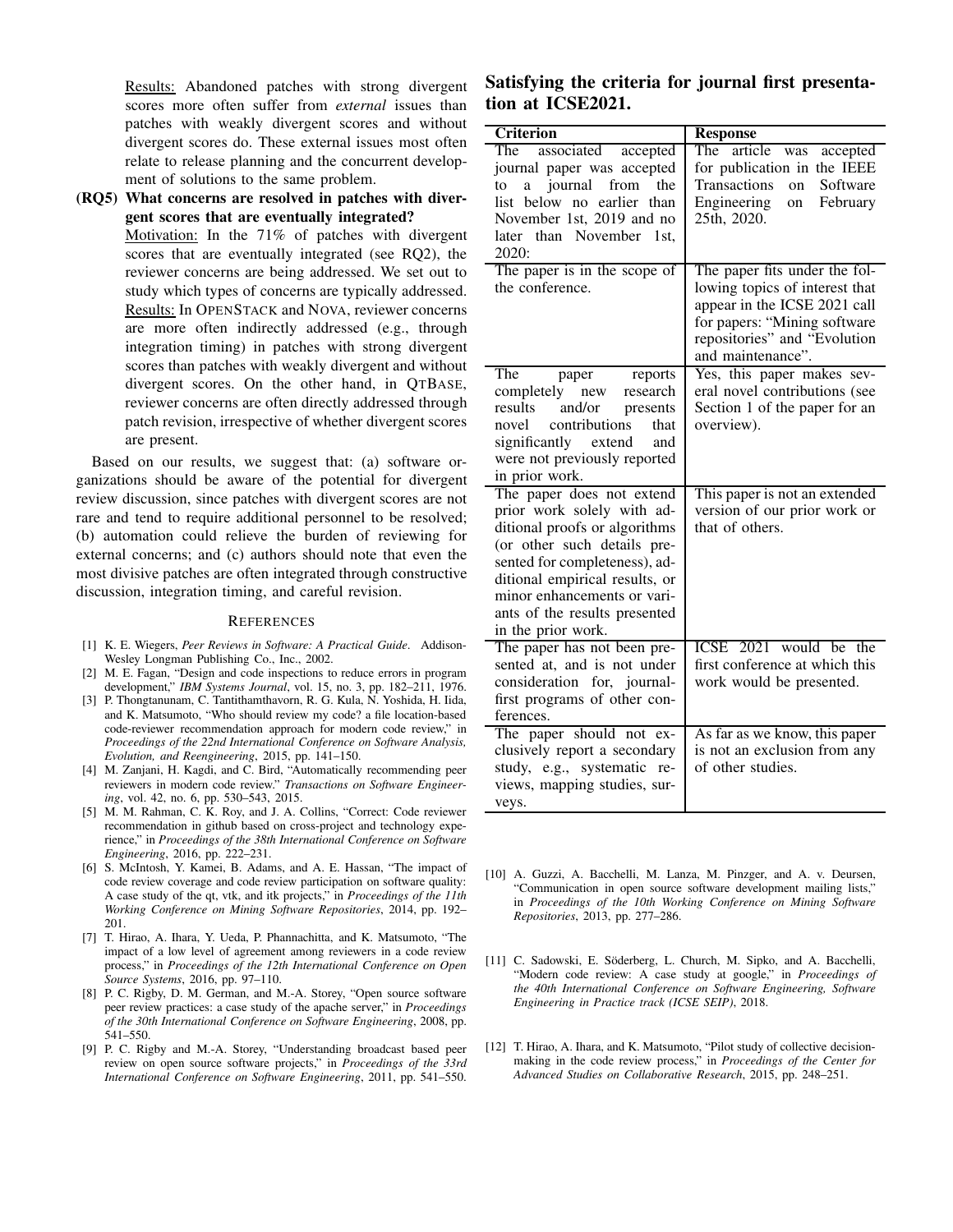Results: Abandoned patches with strong divergent scores more often suffer from *external* issues than patches with weakly divergent scores and without divergent scores do. These external issues most often relate to release planning and the concurrent development of solutions to the same problem.

**(RQ5) What concerns are resolved in patches with divergent scores that are eventually integrated?**

Motivation: In the 71% of patches with divergent scores that are eventually integrated (see RQ2), the reviewer concerns are being addressed. We set out to study which types of concerns are typically addressed.

Results: In OPENSTACK and NOVA, reviewer concerns are more often indirectly addressed (e.g., through integration timing) in patches with strong divergent scores than patches with weakly divergent and without divergent scores. On the other hand, in QTBASE, reviewer concerns are often directly addressed through patch revision, irrespective of whether divergent scores are present.

Based on our results, we suggest that: (a) software organizations should be aware of the potential for divergent review discussion, since patches with divergent scores are not rare and tend to require additional personnel to be resolved; (b) automation could relieve the burden of reviewing for external concerns; and (c) authors should note that even the most divisive patches are often integrated through constructive discussion, integration timing, and careful revision.

## REFERENCES

[1] K. E. Wiegers, *Peer Reviews in Software: A Practical Guide*. Addison-Wesley Longman Publishing Co., Inc., 2002.

[2] M. E. Fagan, "Design and code inspections to reduce errors in program development," *IBM Systems Journal*, vol. 15, no. 3, pp. 182–211, 1976.

[3] P. Thongtanunam, C. Tantithamthavorn, R. G. Kula, N. Yoshida, H. Iida, and K. Matsumoto, "Who should review my code? a file location-based code-reviewer recommendation approach for modern code review," in *Proceedings of the 22nd International Conference on Software Analysis, Evolution, and Reengineering*, 2015, pp. 141–150.

[4] M. Zanjani, H. Kagdi, and C. Bird, "Automatically recommending peer reviewers in modern code review." *Transactions on Software Engineering*, vol. 42, no. 6, pp. 530–543, 2015.

[5] M. M. Rahman, C. K. Roy, and J. A. Collins, "Correct: Code reviewer recommendation in github based on cross-project and technology experience," in *Proceedings of the 38th International Conference on Software Engineering*, 2016, pp. 222–231.

[6] S. McIntosh, Y. Kamei, B. Adams, and A. E. Hassan, "The impact of code review coverage and code review participation on software quality: A case study of the qt, vtk, and itk projects," in *Proceedings of the 11th Working Conference on Mining Software Repositories*, 2014, pp. 192–201.

[7] T. Hirao, A. Ihara, Y. Ueda, P. Phannachitta, and K. Matsumoto, "The impact of a low level of agreement among reviewers in a code review process," in *Proceedings of the 12th International Conference on Open Source Systems*, 2016, pp. 97–110.

[8] P. C. Rigby, D. M. German, and M.-A. Storey, "Open source software peer review practices: a case study of the apache server," in *Proceedings of the 30th International Conference on Software Engineering*, 2008, pp. 541–550.

[9] P. C. Rigby and M.-A. Storey, "Understanding broadcast based peer review on open source software projects," in *Proceedings of the 33rd International Conference on Software Engineering*, 2011, pp. 541–550.

## Satisfying the criteria for journal first presentation at ICSE2021.

| Criterion | Response |
|---|---|
| The associated accepted journal paper was accepted to a journal from the list below no earlier than November 1st, 2019 and no later than November 1st, 2020: | The article was accepted for publication in the IEEE Transactions on Software Engineering on February 25th, 2020. |
| The paper is in the scope of the conference. | The paper fits under the following topics of interest that appear in the ICSE 2021 call for papers: "Mining software repositories" and "Evolution and maintenance". |
| The paper reports completely new research results and/or presents novel contributions that significantly extend and were not previously reported in prior work. | Yes, this paper makes several novel contributions (see Section 1 of the paper for an overview). |
| The paper does not extend prior work solely with additional proofs or algorithms (or other such details presented for completeness), additional empirical results, or minor enhancements or variants of the results presented in the prior work. | This paper is not an extended version of our prior work or that of others. |
| The paper has not been presented at, and is not under consideration for, journal-first programs of other conferences. | ICSE 2021 would be the first conference at which this work would be presented. |
| The paper should not exclusively report a secondary study, e.g., systematic reviews, mapping studies, surveys. | As far as we know, this paper is not an exclusion from any of other studies. |

[10] A. Guzzi, A. Bacchelli, M. Lanza, M. Pinzger, and A. v. Deursen, "Communication in open source software development mailing lists," in *Proceedings of the 10th Working Conference on Mining Software Repositories*, 2013, pp. 277–286.

[11] C. Sadowski, E. Söderberg, L. Church, M. Sipko, and A. Bacchelli, "Modern code review: A case study at google," in *Proceedings of the 40th International Conference on Software Engineering, Software Engineering in Practice track (ICSE SEIP)*, 2018.

[12] T. Hirao, A. Ihara, and K. Matsumoto, "Pilot study of collective decision-making in the code review process," in *Proceedings of the Center for Advanced Studies on Collaborative Research*, 2015, pp. 248–251.